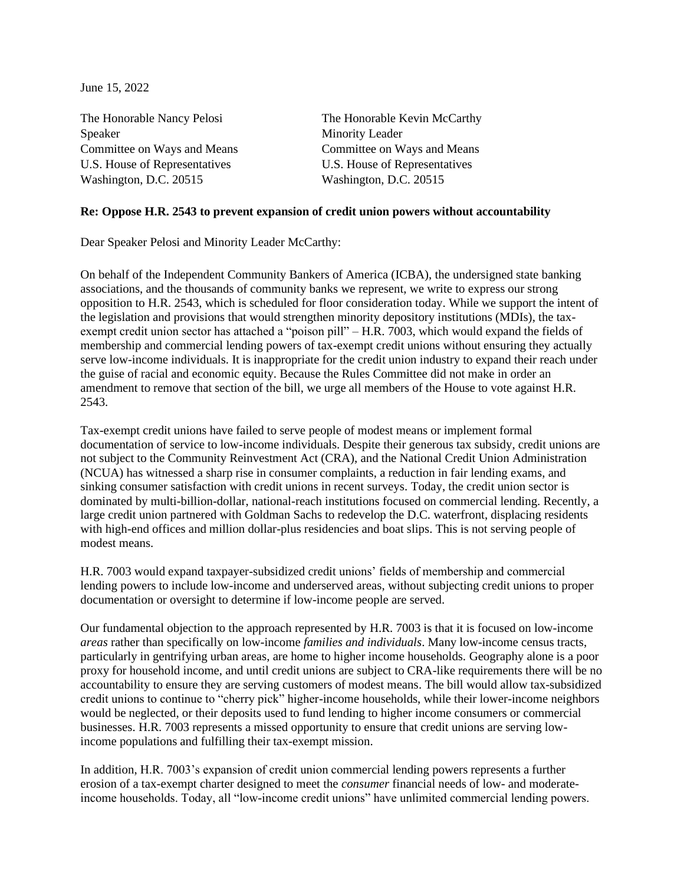June 15, 2022

The Honorable Nancy Pelosi
Speaker
Committee on Ways and Means
U.S. House of Representatives
Washington, D.C. 20515

The Honorable Kevin McCarthy
Minority Leader
Committee on Ways and Means
U.S. House of Representatives
Washington, D.C. 20515

**Re: Oppose H.R. 2543 to prevent expansion of credit union powers without accountability**

Dear Speaker Pelosi and Minority Leader McCarthy:

On behalf of the Independent Community Bankers of America (ICBA), the undersigned state banking associations, and the thousands of community banks we represent, we write to express our strong opposition to H.R. 2543, which is scheduled for floor consideration today. While we support the intent of the legislation and provisions that would strengthen minority depository institutions (MDIs), the tax-exempt credit union sector has attached a "poison pill" – H.R. 7003, which would expand the fields of membership and commercial lending powers of tax-exempt credit unions without ensuring they actually serve low-income individuals. It is inappropriate for the credit union industry to expand their reach under the guise of racial and economic equity. Because the Rules Committee did not make in order an amendment to remove that section of the bill, we urge all members of the House to vote against H.R. 2543.

Tax-exempt credit unions have failed to serve people of modest means or implement formal documentation of service to low-income individuals. Despite their generous tax subsidy, credit unions are not subject to the Community Reinvestment Act (CRA), and the National Credit Union Administration (NCUA) has witnessed a sharp rise in consumer complaints, a reduction in fair lending exams, and sinking consumer satisfaction with credit unions in recent surveys. Today, the credit union sector is dominated by multi-billion-dollar, national-reach institutions focused on commercial lending. Recently, a large credit union partnered with Goldman Sachs to redevelop the D.C. waterfront, displacing residents with high-end offices and million dollar-plus residencies and boat slips. This is not serving people of modest means.

H.R. 7003 would expand taxpayer-subsidized credit unions' fields of membership and commercial lending powers to include low-income and underserved areas, without subjecting credit unions to proper documentation or oversight to determine if low-income people are served.

Our fundamental objection to the approach represented by H.R. 7003 is that it is focused on low-income *areas* rather than specifically on low-income *families and individuals*. Many low-income census tracts, particularly in gentrifying urban areas, are home to higher income households. Geography alone is a poor proxy for household income, and until credit unions are subject to CRA-like requirements there will be no accountability to ensure they are serving customers of modest means. The bill would allow tax-subsidized credit unions to continue to "cherry pick" higher-income households, while their lower-income neighbors would be neglected, or their deposits used to fund lending to higher income consumers or commercial businesses. H.R. 7003 represents a missed opportunity to ensure that credit unions are serving low-income populations and fulfilling their tax-exempt mission.

In addition, H.R. 7003's expansion of credit union commercial lending powers represents a further erosion of a tax-exempt charter designed to meet the *consumer* financial needs of low- and moderate-income households. Today, all "low-income credit unions" have unlimited commercial lending powers.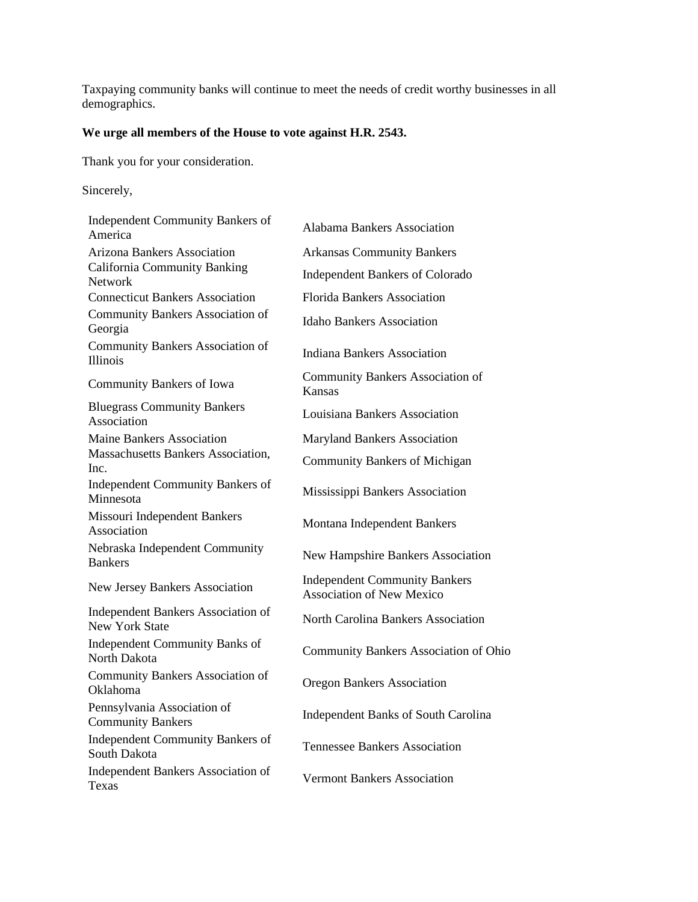Taxpaying community banks will continue to meet the needs of credit worthy businesses in all demographics.

**We urge all members of the House to vote against H.R. 2543.**

Thank you for your consideration.

Sincerely,

| | |
|---|---|
| Independent Community Bankers of America | Alabama Bankers Association |
| Arizona Bankers Association | Arkansas Community Bankers |
| California Community Banking Network | Independent Bankers of Colorado |
| Connecticut Bankers Association | Florida Bankers Association |
| Community Bankers Association of Georgia | Idaho Bankers Association |
| Community Bankers Association of Illinois | Indiana Bankers Association |
| Community Bankers of Iowa | Community Bankers Association of Kansas |
| Bluegrass Community Bankers Association | Louisiana Bankers Association |
| Maine Bankers Association | Maryland Bankers Association |
| Massachusetts Bankers Association, Inc. | Community Bankers of Michigan |
| Independent Community Bankers of Minnesota | Mississippi Bankers Association |
| Missouri Independent Bankers Association | Montana Independent Bankers |
| Nebraska Independent Community Bankers | New Hampshire Bankers Association |
| New Jersey Bankers Association | Independent Community Bankers Association of New Mexico |
| Independent Bankers Association of New York State | North Carolina Bankers Association |
| Independent Community Banks of North Dakota | Community Bankers Association of Ohio |
| Community Bankers Association of Oklahoma | Oregon Bankers Association |
| Pennsylvania Association of Community Bankers | Independent Banks of South Carolina |
| Independent Community Bankers of South Dakota | Tennessee Bankers Association |
| Independent Bankers Association of Texas | Vermont Bankers Association |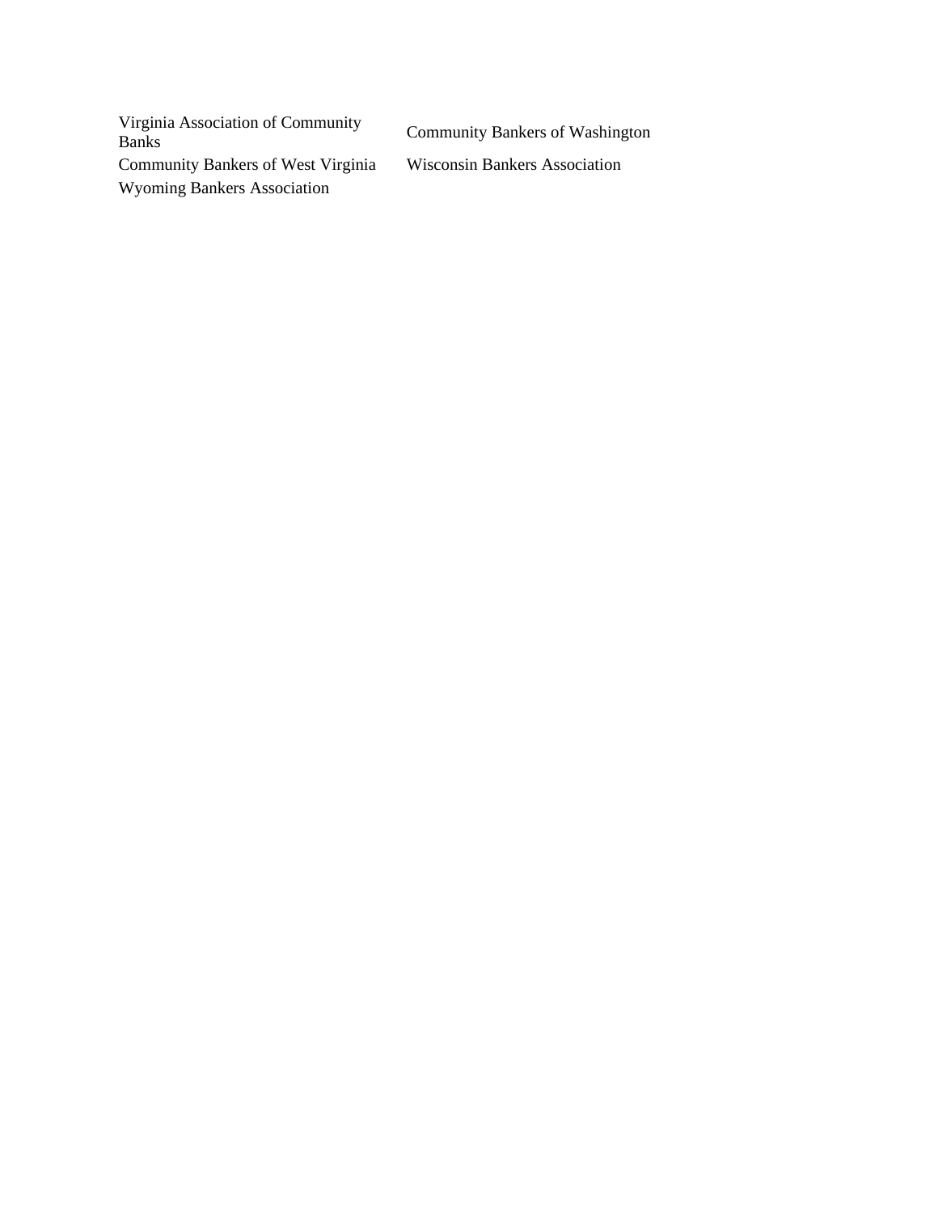| | |
|---|---|
| Virginia Association of Community Banks | Community Bankers of Washington |
| Community Bankers of West Virginia | Wisconsin Bankers Association |
| Wyoming Bankers Association | |